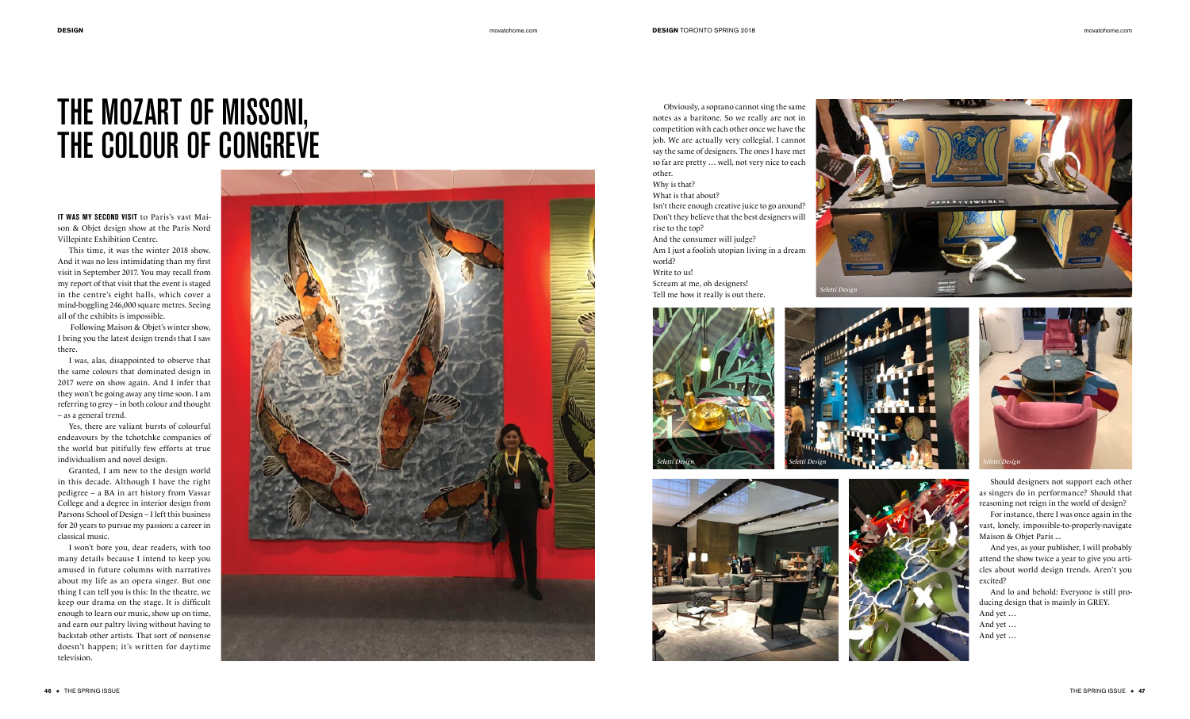# THE MOZART OF MISSONI, THE COLOUR OF CONGREVE

**IT WAS MY SECOND VISIT** to Paris's vast Maison & Objet design show at the Paris Nord Villepinte Exhibition Centre.

This time, it was the winter 2018 show. And it was no less intimidating than my first visit in September 2017. You may recall from my report of that visit that the event is staged in the centre's eight halls, which cover a mind-boggling 246,000 square metres. Seeing all of the exhibits is impossible.

Following Maison & Objet's winter show, I bring you the latest design trends that I saw there.

I was, alas, disappointed to observe that the same colours that dominated design in 2017 were on show again. And I infer that they won't be going away any time soon. I am referring to grey – in both colour and thought – as a general trend.

Yes, there are valiant bursts of colourful endeavours by the tchotchke companies of the world but pitifully few efforts at true individualism and novel design.

Granted, I am new to the design world in this decade. Although I have the right pedigree – a BA in art history from Vassar College and a degree in interior design from Parsons School of Design – I left this business for 20 years to pursue my passion: a career in classical music.

I won't bore you, dear readers, with too many details because I intend to keep you amused in future columns with narratives about my life as an opera singer. But one thing I can tell you is this: In the theatre, we keep our drama on the stage. It is difficult enough to learn our music, show up on time, and earn our paltry living without having to backstab other artists. That sort of nonsense doesn't happen; it's written for daytime television.

Obviously, a soprano cannot sing the same notes as a baritone. So we really are not in competition with each other once we have the job. We are actually very collegial. I cannot say the same of designers. The ones I have met so far are pretty … well, not very nice to each other.

Why is that?

What is that about?

Isn't there enough creative juice to go around? Don't they believe that the best designers will rise to the top?

And the consumer will judge?

Am I just a foolish utopian living in a dream world?

Write to us!

Scream at me, oh designers!

Tell me how it really is out there.

*Seletti Design*

*Seletti Design*

*Seletti Design*

*Seletti Design*

Should designers not support each other as singers do in performance? Should that reasoning not reign in the world of design?

For instance, there I was once again in the vast, lonely, impossible-to-properly-navigate Maison & Objet Paris …

And yes, as your publisher, I will probably attend the show twice a year to give you articles about world design trends. Aren't you excited?

And lo and behold: Everyone is still producing design that is mainly in GREY.

And yet …

And yet …

And yet …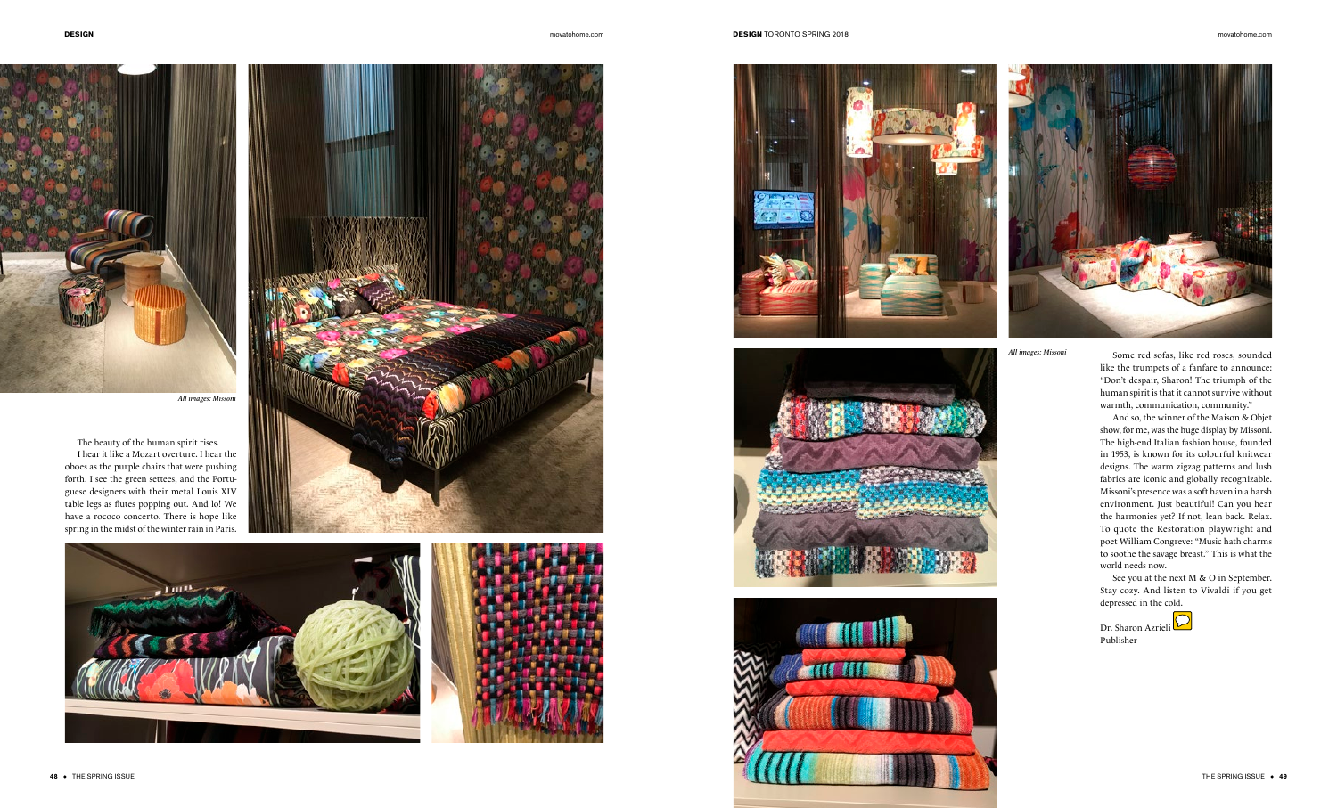*All images: Missoni*

The beauty of the human spirit rises.

I hear it like a Mozart overture. I hear the oboes as the purple chairs that were pushing forth. I see the green settees, and the Portuguese designers with their metal Louis XIV table legs as flutes popping out. And lo! We have a rococo concerto. There is hope like spring in the midst of the winter rain in Paris.

*All images: Missoni*

Some red sofas, like red roses, sounded like the trumpets of a fanfare to announce: "Don't despair, Sharon! The triumph of the human spirit is that it cannot survive without warmth, communication, community."

And so, the winner of the Maison & Objet show, for me, was the huge display by Missoni. The high-end Italian fashion house, founded in 1953, is known for its colourful knitwear designs. The warm zigzag patterns and lush fabrics are iconic and globally recognizable. Missoni's presence was a soft haven in a harsh environment. Just beautiful! Can you hear the harmonies yet? If not, lean back. Relax. To quote the Restoration playwright and poet William Congreve: "Music hath charms to soothe the savage breast." This is what the world needs now.

See you at the next M & O in September. Stay cozy. And listen to Vivaldi if you get depressed in the cold.

Dr. Sharon Azrieli
Publisher